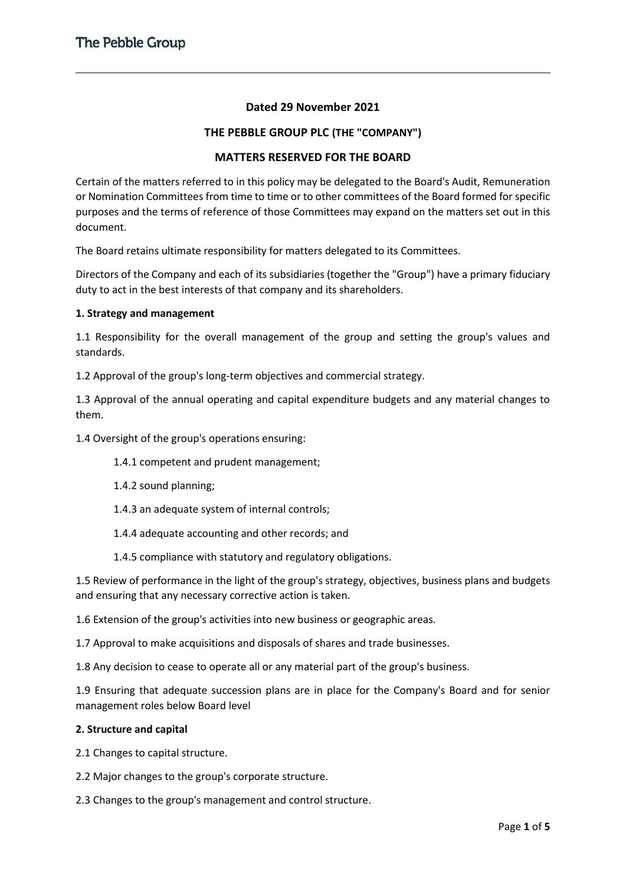**Dated 29 November 2021**

**THE PEBBLE GROUP PLC (THE "COMPANY")**

**MATTERS RESERVED FOR THE BOARD**

Certain of the matters referred to in this policy may be delegated to the Board's Audit, Remuneration or Nomination Committees from time to time or to other committees of the Board formed for specific purposes and the terms of reference of those Committees may expand on the matters set out in this document.

The Board retains ultimate responsibility for matters delegated to its Committees.

Directors of the Company and each of its subsidiaries (together the "Group") have a primary fiduciary duty to act in the best interests of that company and its shareholders.

**1. Strategy and management**

1.1 Responsibility for the overall management of the group and setting the group's values and standards.

1.2 Approval of the group's long-term objectives and commercial strategy.

1.3 Approval of the annual operating and capital expenditure budgets and any material changes to them.

1.4 Oversight of the group's operations ensuring:

- 1.4.1 competent and prudent management;
- 1.4.2 sound planning;
- 1.4.3 an adequate system of internal controls;
- 1.4.4 adequate accounting and other records; and
- 1.4.5 compliance with statutory and regulatory obligations.

1.5 Review of performance in the light of the group's strategy, objectives, business plans and budgets and ensuring that any necessary corrective action is taken.

1.6 Extension of the group's activities into new business or geographic areas.

1.7 Approval to make acquisitions and disposals of shares and trade businesses.

1.8 Any decision to cease to operate all or any material part of the group's business.

1.9 Ensuring that adequate succession plans are in place for the Company's Board and for senior management roles below Board level

**2. Structure and capital**

2.1 Changes to capital structure.

2.2 Major changes to the group's corporate structure.

2.3 Changes to the group's management and control structure.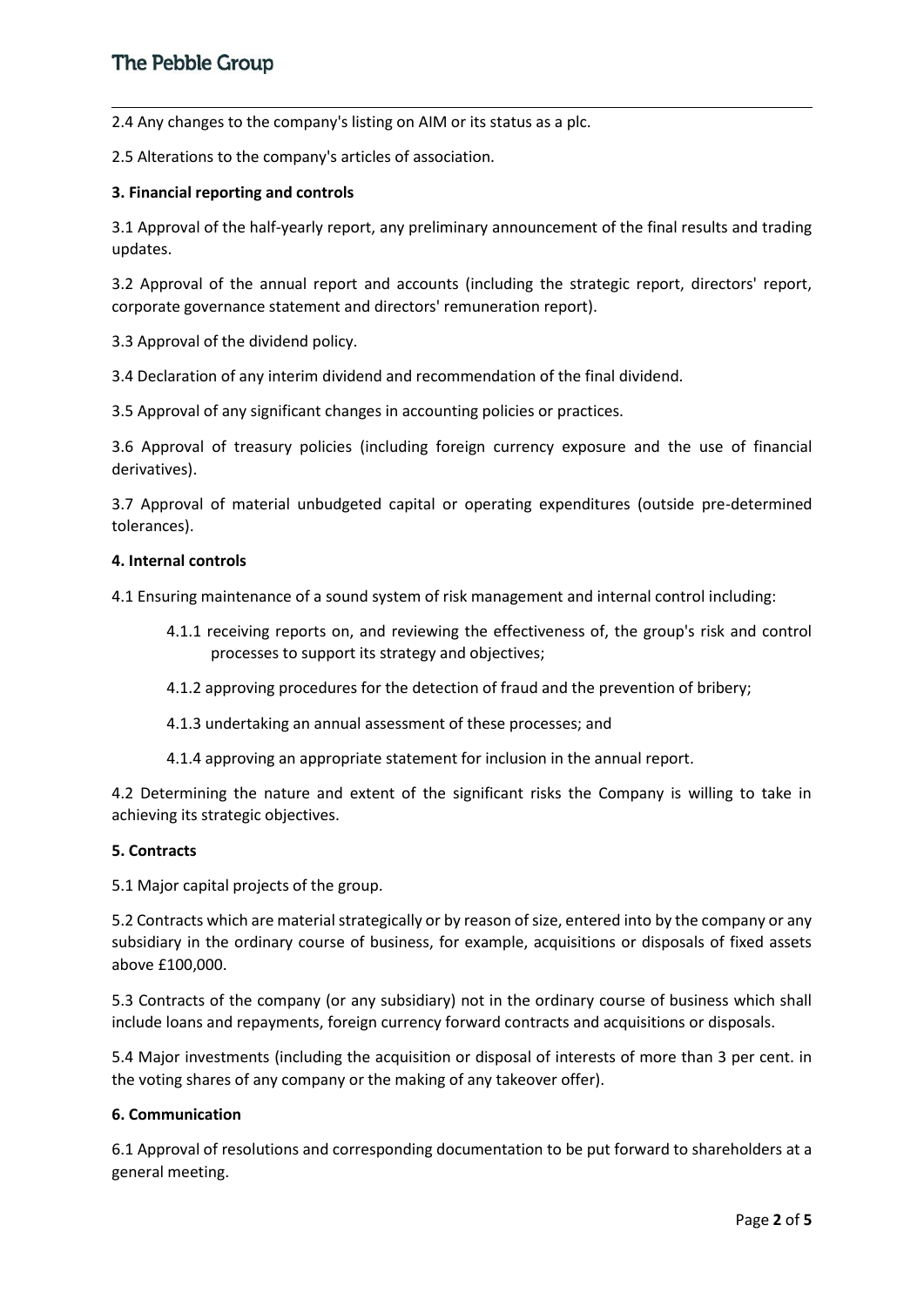2.4 Any changes to the company's listing on AIM or its status as a plc.

2.5 Alterations to the company's articles of association.

**3. Financial reporting and controls**

3.1 Approval of the half-yearly report, any preliminary announcement of the final results and trading updates.

3.2 Approval of the annual report and accounts (including the strategic report, directors' report, corporate governance statement and directors' remuneration report).

3.3 Approval of the dividend policy.

3.4 Declaration of any interim dividend and recommendation of the final dividend.

3.5 Approval of any significant changes in accounting policies or practices.

3.6 Approval of treasury policies (including foreign currency exposure and the use of financial derivatives).

3.7 Approval of material unbudgeted capital or operating expenditures (outside pre-determined tolerances).

**4. Internal controls**

4.1 Ensuring maintenance of a sound system of risk management and internal control including:

- 4.1.1 receiving reports on, and reviewing the effectiveness of, the group's risk and control processes to support its strategy and objectives;
- 4.1.2 approving procedures for the detection of fraud and the prevention of bribery;
- 4.1.3 undertaking an annual assessment of these processes; and
- 4.1.4 approving an appropriate statement for inclusion in the annual report.

4.2 Determining the nature and extent of the significant risks the Company is willing to take in achieving its strategic objectives.

**5. Contracts**

5.1 Major capital projects of the group.

5.2 Contracts which are material strategically or by reason of size, entered into by the company or any subsidiary in the ordinary course of business, for example, acquisitions or disposals of fixed assets above £100,000.

5.3 Contracts of the company (or any subsidiary) not in the ordinary course of business which shall include loans and repayments, foreign currency forward contracts and acquisitions or disposals.

5.4 Major investments (including the acquisition or disposal of interests of more than 3 per cent. in the voting shares of any company or the making of any takeover offer).

**6. Communication**

6.1 Approval of resolutions and corresponding documentation to be put forward to shareholders at a general meeting.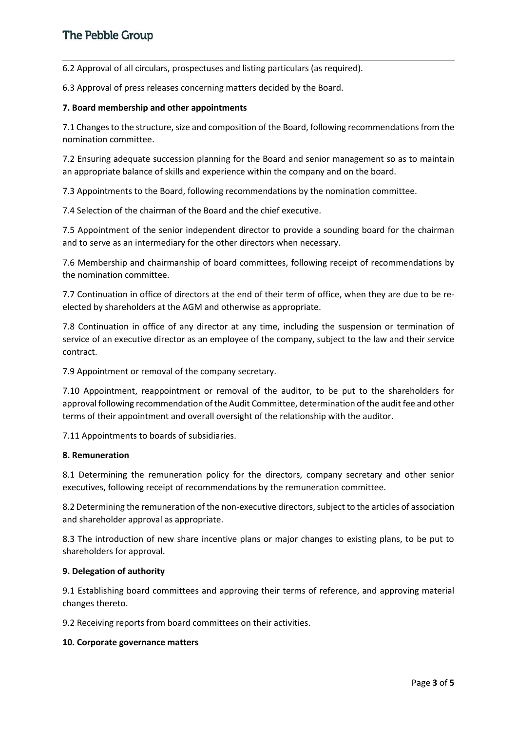6.2 Approval of all circulars, prospectuses and listing particulars (as required).

6.3 Approval of press releases concerning matters decided by the Board.

**7. Board membership and other appointments**

7.1 Changes to the structure, size and composition of the Board, following recommendations from the nomination committee.

7.2 Ensuring adequate succession planning for the Board and senior management so as to maintain an appropriate balance of skills and experience within the company and on the board.

7.3 Appointments to the Board, following recommendations by the nomination committee.

7.4 Selection of the chairman of the Board and the chief executive.

7.5 Appointment of the senior independent director to provide a sounding board for the chairman and to serve as an intermediary for the other directors when necessary.

7.6 Membership and chairmanship of board committees, following receipt of recommendations by the nomination committee.

7.7 Continuation in office of directors at the end of their term of office, when they are due to be re-elected by shareholders at the AGM and otherwise as appropriate.

7.8 Continuation in office of any director at any time, including the suspension or termination of service of an executive director as an employee of the company, subject to the law and their service contract.

7.9 Appointment or removal of the company secretary.

7.10 Appointment, reappointment or removal of the auditor, to be put to the shareholders for approval following recommendation of the Audit Committee, determination of the audit fee and other terms of their appointment and overall oversight of the relationship with the auditor.

7.11 Appointments to boards of subsidiaries.

**8. Remuneration**

8.1 Determining the remuneration policy for the directors, company secretary and other senior executives, following receipt of recommendations by the remuneration committee.

8.2 Determining the remuneration of the non-executive directors, subject to the articles of association and shareholder approval as appropriate.

8.3 The introduction of new share incentive plans or major changes to existing plans, to be put to shareholders for approval.

**9. Delegation of authority**

9.1 Establishing board committees and approving their terms of reference, and approving material changes thereto.

9.2 Receiving reports from board committees on their activities.

**10. Corporate governance matters**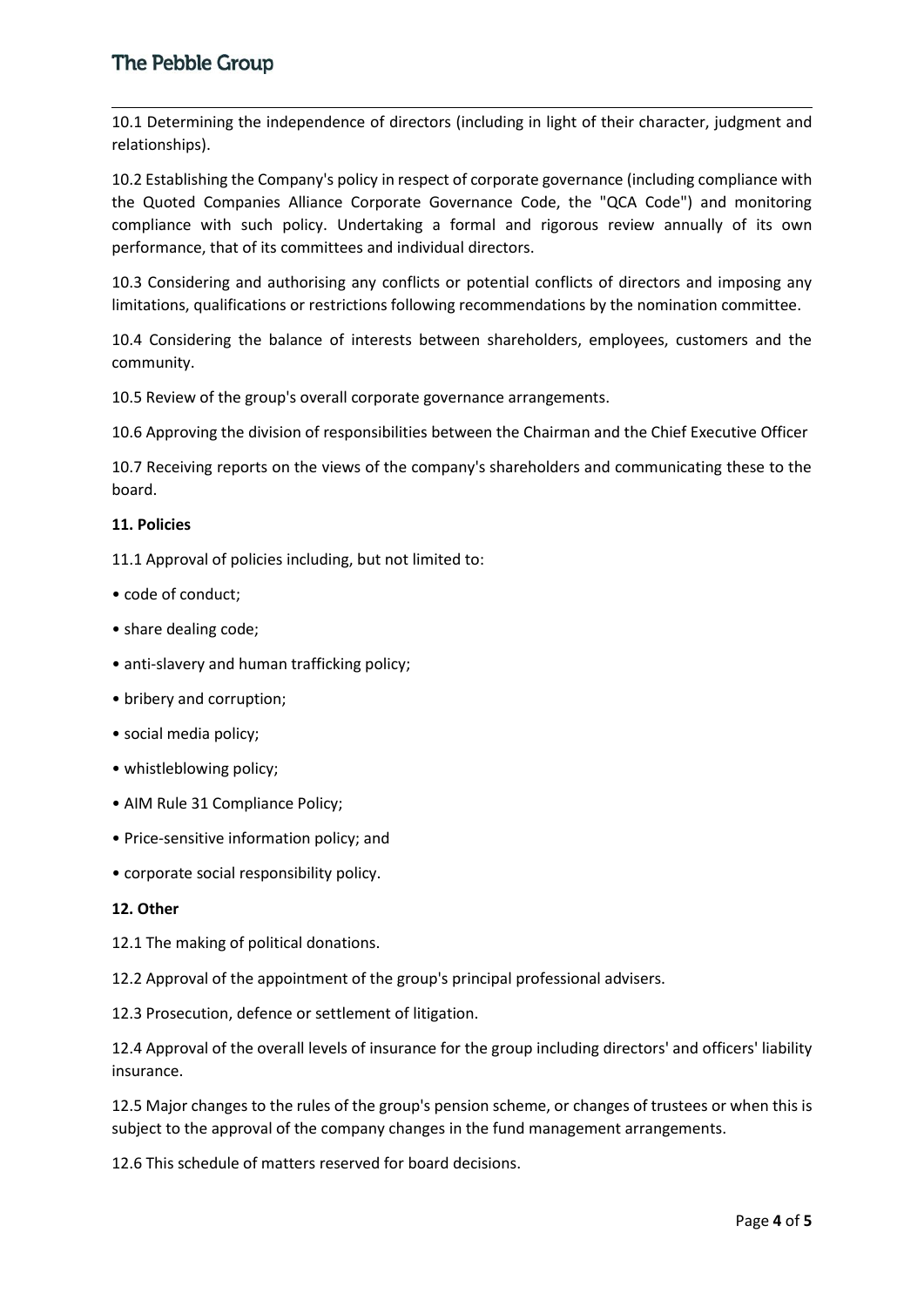10.1 Determining the independence of directors (including in light of their character, judgment and relationships).

10.2 Establishing the Company's policy in respect of corporate governance (including compliance with the Quoted Companies Alliance Corporate Governance Code, the "QCA Code") and monitoring compliance with such policy. Undertaking a formal and rigorous review annually of its own performance, that of its committees and individual directors.

10.3 Considering and authorising any conflicts or potential conflicts of directors and imposing any limitations, qualifications or restrictions following recommendations by the nomination committee.

10.4 Considering the balance of interests between shareholders, employees, customers and the community.

10.5 Review of the group's overall corporate governance arrangements.

10.6 Approving the division of responsibilities between the Chairman and the Chief Executive Officer

10.7 Receiving reports on the views of the company's shareholders and communicating these to the board.

**11. Policies**

11.1 Approval of policies including, but not limited to:

- code of conduct;
- share dealing code;
- anti-slavery and human trafficking policy;
- bribery and corruption;
- social media policy;
- whistleblowing policy;
- AIM Rule 31 Compliance Policy;
- Price-sensitive information policy; and
- corporate social responsibility policy.

**12. Other**

12.1 The making of political donations.

12.2 Approval of the appointment of the group's principal professional advisers.

12.3 Prosecution, defence or settlement of litigation.

12.4 Approval of the overall levels of insurance for the group including directors' and officers' liability insurance.

12.5 Major changes to the rules of the group's pension scheme, or changes of trustees or when this is subject to the approval of the company changes in the fund management arrangements.

12.6 This schedule of matters reserved for board decisions.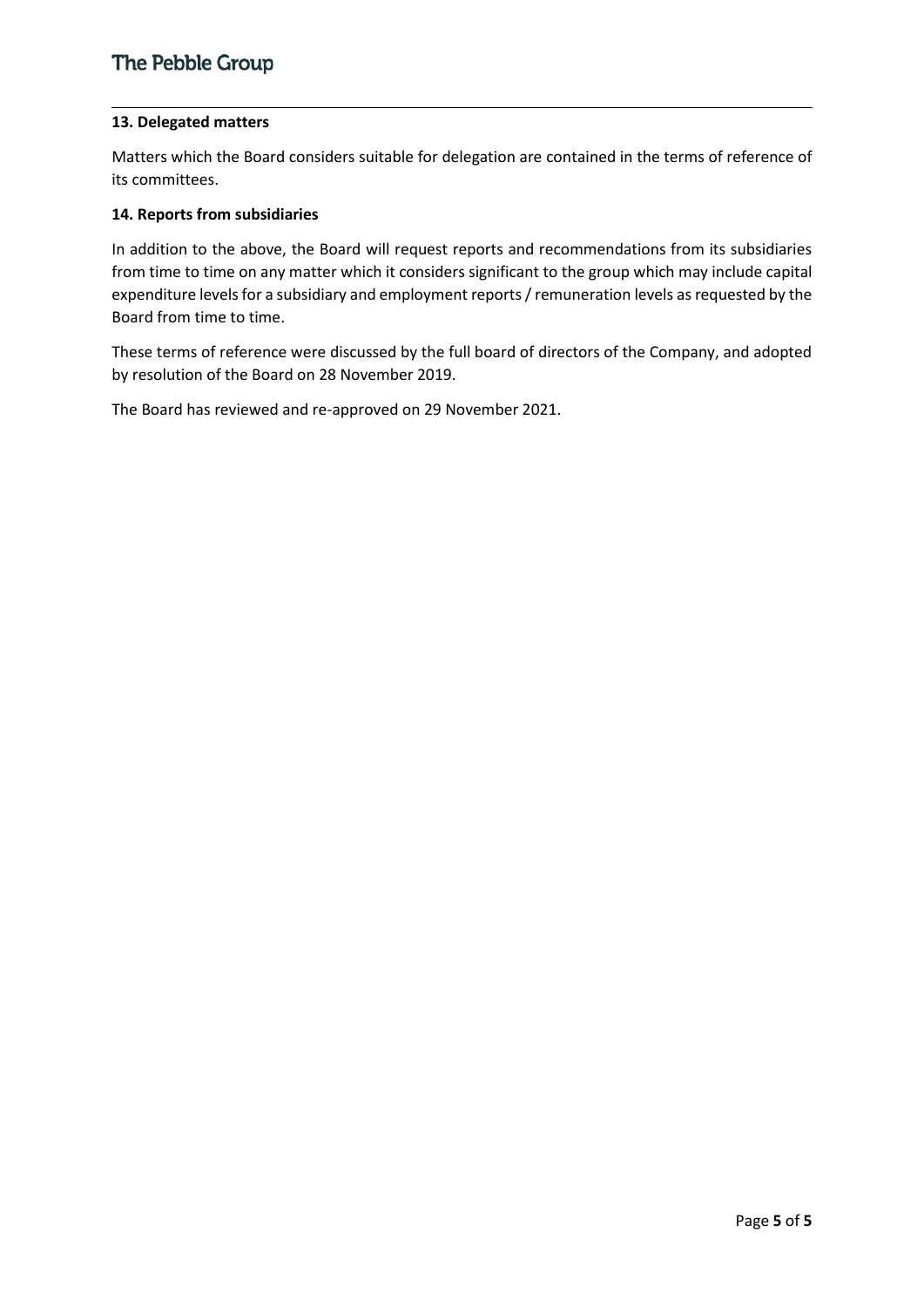### 13. Delegated matters

Matters which the Board considers suitable for delegation are contained in the terms of reference of its committees.

### 14. Reports from subsidiaries

In addition to the above, the Board will request reports and recommendations from its subsidiaries from time to time on any matter which it considers significant to the group which may include capital expenditure levels for a subsidiary and employment reports / remuneration levels as requested by the Board from time to time.

These terms of reference were discussed by the full board of directors of the Company, and adopted by resolution of the Board on 28 November 2019.

The Board has reviewed and re-approved on 29 November 2021.